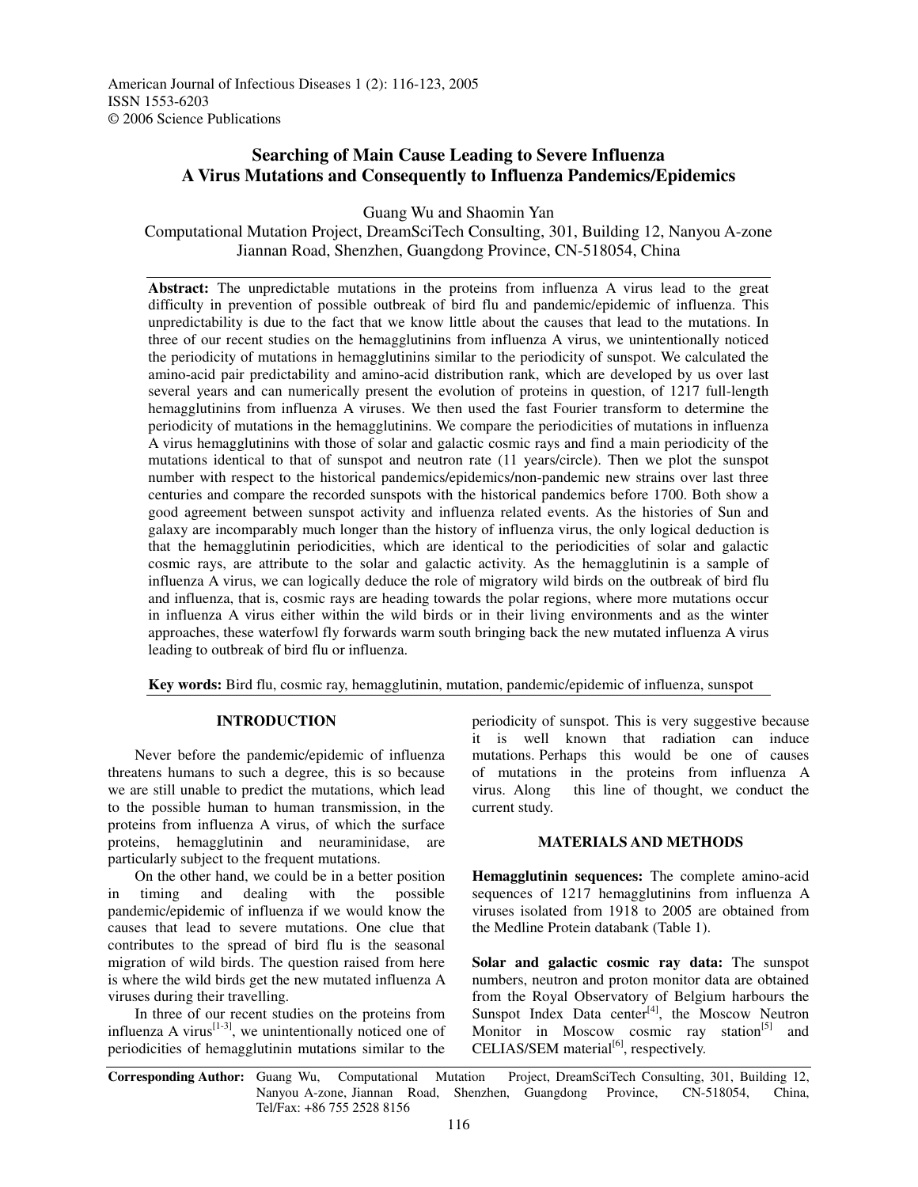American Journal of Infectious Diseases 1 (2): 116-123, 2005
ISSN 1553-6203
© 2006 Science Publications

# Searching of Main Cause Leading to Severe Influenza A Virus Mutations and Consequently to Influenza Pandemics/Epidemics

Guang Wu and Shaomin Yan

Computational Mutation Project, DreamSciTech Consulting, 301, Building 12, Nanyou A-zone Jiannan Road, Shenzhen, Guangdong Province, CN-518054, China

**Abstract:** The unpredictable mutations in the proteins from influenza A virus lead to the great difficulty in prevention of possible outbreak of bird flu and pandemic/epidemic of influenza. This unpredictability is due to the fact that we know little about the causes that lead to the mutations. In three of our recent studies on the hemagglutinins from influenza A virus, we unintentionally noticed the periodicity of mutations in hemagglutinins similar to the periodicity of sunspot. We calculated the amino-acid pair predictability and amino-acid distribution rank, which are developed by us over last several years and can numerically present the evolution of proteins in question, of 1217 full-length hemagglutinins from influenza A viruses. We then used the fast Fourier transform to determine the periodicity of mutations in the hemagglutinins. We compare the periodicities of mutations in influenza A virus hemagglutinins with those of solar and galactic cosmic rays and find a main periodicity of the mutations identical to that of sunspot and neutron rate (11 years/circle). Then we plot the sunspot number with respect to the historical pandemics/epidemics/non-pandemic new strains over last three centuries and compare the recorded sunspots with the historical pandemics before 1700. Both show a good agreement between sunspot activity and influenza related events. As the histories of Sun and galaxy are incomparably much longer than the history of influenza virus, the only logical deduction is that the hemagglutinin periodicities, which are identical to the periodicities of solar and galactic cosmic rays, are attribute to the solar and galactic activity. As the hemagglutinin is a sample of influenza A virus, we can logically deduce the role of migratory wild birds on the outbreak of bird flu and influenza, that is, cosmic rays are heading towards the polar regions, where more mutations occur in influenza A virus either within the wild birds or in their living environments and as the winter approaches, these waterfowl fly forwards warm south bringing back the new mutated influenza A virus leading to outbreak of bird flu or influenza.

**Key words:** Bird flu, cosmic ray, hemagglutinin, mutation, pandemic/epidemic of influenza, sunspot

## INTRODUCTION

Never before the pandemic/epidemic of influenza threatens humans to such a degree, this is so because we are still unable to predict the mutations, which lead to the possible human to human transmission, in the proteins from influenza A virus, of which the surface proteins, hemagglutinin and neuraminidase, are particularly subject to the frequent mutations.

On the other hand, we could be in a better position in timing and dealing with the possible pandemic/epidemic of influenza if we would know the causes that lead to severe mutations. One clue that contributes to the spread of bird flu is the seasonal migration of wild birds. The question raised from here is where the wild birds get the new mutated influenza A viruses during their travelling.

In three of our recent studies on the proteins from influenza A virus[1-3], we unintentionally noticed one of periodicities of hemagglutinin mutations similar to the periodicity of sunspot. This is very suggestive because it is well known that radiation can induce mutations. Perhaps this would be one of causes of mutations in the proteins from influenza A virus. Along this line of thought, we conduct the current study.

## MATERIALS AND METHODS

**Hemagglutinin sequences:** The complete amino-acid sequences of 1217 hemagglutinins from influenza A viruses isolated from 1918 to 2005 are obtained from the Medline Protein databank (Table 1).

**Solar and galactic cosmic ray data:** The sunspot numbers, neutron and proton monitor data are obtained from the Royal Observatory of Belgium harbours the Sunspot Index Data center[4], the Moscow Neutron Monitor in Moscow cosmic ray station[5] and CELIAS/SEM material[6], respectively.

**Corresponding Author:** Guang Wu, Computational Mutation Project, DreamSciTech Consulting, 301, Building 12, Nanyou A-zone, Jiannan Road, Shenzhen, Guangdong Province, CN-518054, China, Tel/Fax: +86 755 2528 8156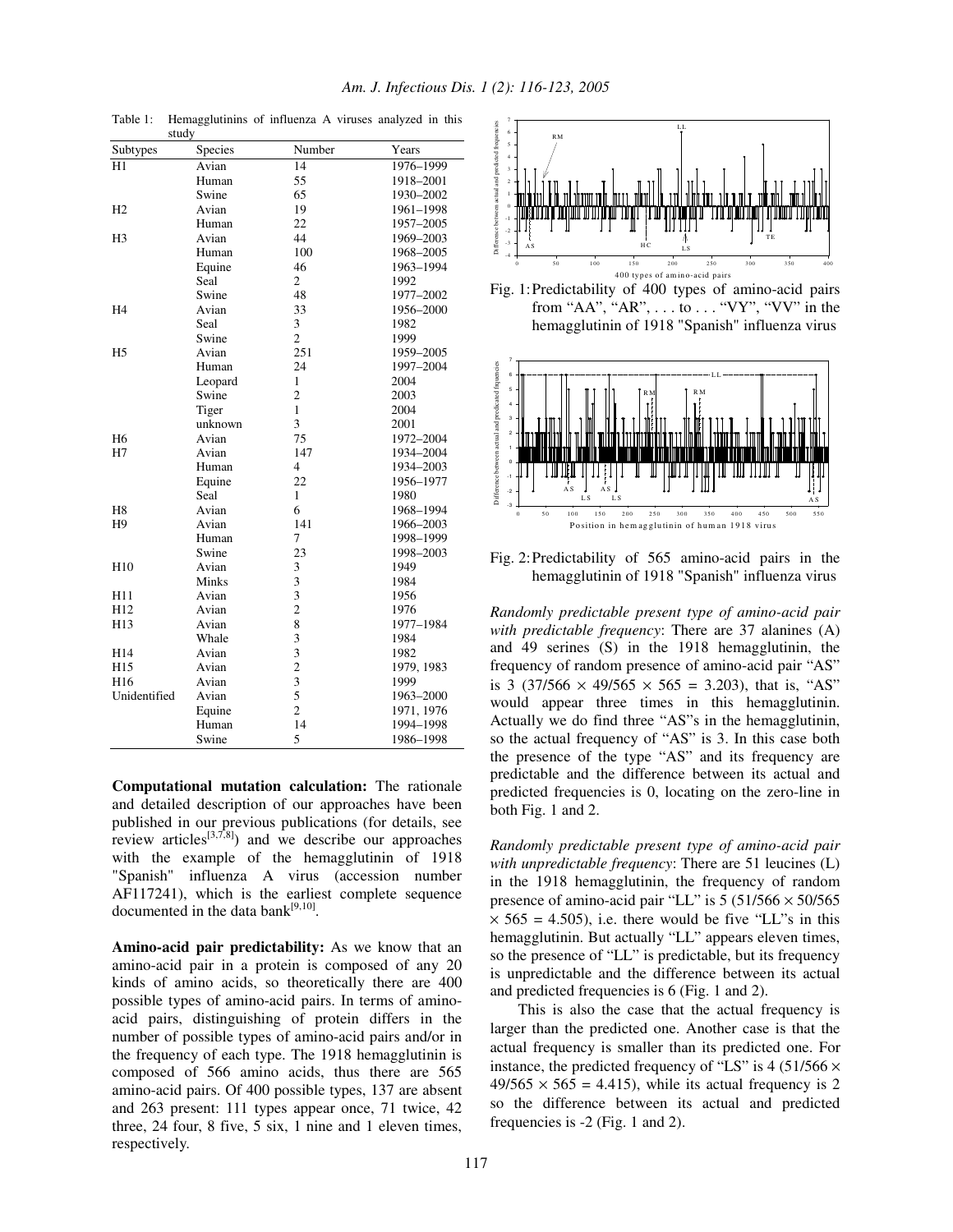Table 1: Hemagglutinins of influenza A viruses analyzed in this study

| Subtypes | Species | Number | Years |
|---|---|---|---|
| H1 | Avian | 14 | 1976–1999 |
| | Human | 55 | 1918–2001 |
| | Swine | 65 | 1930–2002 |
| H2 | Avian | 19 | 1961–1998 |
| | Human | 22 | 1957–2005 |
| H3 | Avian | 44 | 1969–2003 |
| | Human | 100 | 1968–2005 |
| | Equine | 46 | 1963–1994 |
| | Seal | 2 | 1992 |
| | Swine | 48 | 1977–2002 |
| H4 | Avian | 33 | 1956–2000 |
| | Seal | 3 | 1982 |
| | Swine | 2 | 1999 |
| H5 | Avian | 251 | 1959–2005 |
| | Human | 24 | 1997–2004 |
| | Leopard | 1 | 2004 |
| | Swine | 2 | 2003 |
| | Tiger | 1 | 2004 |
| | unknown | 3 | 2001 |
| H6 | Avian | 75 | 1972–2004 |
| H7 | Avian | 147 | 1934–2004 |
| | Human | 4 | 1934–2003 |
| | Equine | 22 | 1956–1977 |
| | Seal | 1 | 1980 |
| H8 | Avian | 6 | 1968–1994 |
| H9 | Avian | 141 | 1966–2003 |
| | Human | 7 | 1998–1999 |
| | Swine | 23 | 1998–2003 |
| H10 | Avian | 3 | 1949 |
| | Minks | 3 | 1984 |
| H11 | Avian | 3 | 1956 |
| H12 | Avian | 2 | 1976 |
| H13 | Avian | 8 | 1977–1984 |
| | Whale | 3 | 1984 |
| H14 | Avian | 3 | 1982 |
| H15 | Avian | 2 | 1979, 1983 |
| H16 | Avian | 3 | 1999 |
| Unidentified | Avian | 5 | 1963–2000 |
| | Equine | 2 | 1971, 1976 |
| | Human | 14 | 1994–1998 |
| | Swine | 5 | 1986–1998 |

**Computational mutation calculation:** The rationale and detailed description of our approaches have been published in our previous publications (for details, see review articles[3,7,8]) and we describe our approaches with the example of the hemagglutinin of 1918 "Spanish" influenza A virus (accession number AF117241), which is the earliest complete sequence documented in the data bank[9,10].

**Amino-acid pair predictability:** As we know that an amino-acid pair in a protein is composed of any 20 kinds of amino acids, so theoretically there are 400 possible types of amino-acid pairs. In terms of amino-acid pairs, distinguishing of protein differs in the number of possible types of amino-acid pairs and/or in the frequency of each type. The 1918 hemagglutinin is composed of 566 amino acids, thus there are 565 amino-acid pairs. Of 400 possible types, 137 are absent and 263 present: 111 types appear once, 71 twice, 42 three, 24 four, 8 five, 5 six, 1 nine and 1 eleven times, respectively.

Fig. 1: Predictability of 400 types of amino-acid pairs from "AA", "AR", . . . to . . . "VY", "VV" in the hemagglutinin of 1918 "Spanish" influenza virus

Fig. 2: Predictability of 565 amino-acid pairs in the hemagglutinin of 1918 "Spanish" influenza virus

*Randomly predictable present type of amino-acid pair with predictable frequency*: There are 37 alanines (A) and 49 serines (S) in the 1918 hemagglutinin, the frequency of random presence of amino-acid pair "AS" is 3 ($37/566 \times 49/565 \times 565 = 3.203$), that is, "AS" would appear three times in this hemagglutinin. Actually we do find three "AS"'s in the hemagglutinin, so the actual frequency of "AS" is 3. In this case both the presence of the type "AS" and its frequency are predictable and the difference between its actual and predicted frequencies is 0, locating on the zero-line in both Fig. 1 and 2.

*Randomly predictable present type of amino-acid pair with unpredictable frequency*: There are 51 leucines (L) in the 1918 hemagglutinin, the frequency of random presence of amino-acid pair "LL" is 5 ($51/566 \times 50/565 \times 565 = 4.505$), i.e. there would be five "LL"s in this hemagglutinin. But actually "LL" appears eleven times, so the presence of "LL" is predictable, but its frequency is unpredictable and the difference between its actual and predicted frequencies is 6 (Fig. 1 and 2).

This is also the case that the actual frequency is larger than the predicted one. Another case is that the actual frequency is smaller than its predicted one. For instance, the predicted frequency of "LS" is 4 ($51/566 \times 49/565 \times 565 = 4.415$), while its actual frequency is 2 so the difference between its actual and predicted frequencies is -2 (Fig. 1 and 2).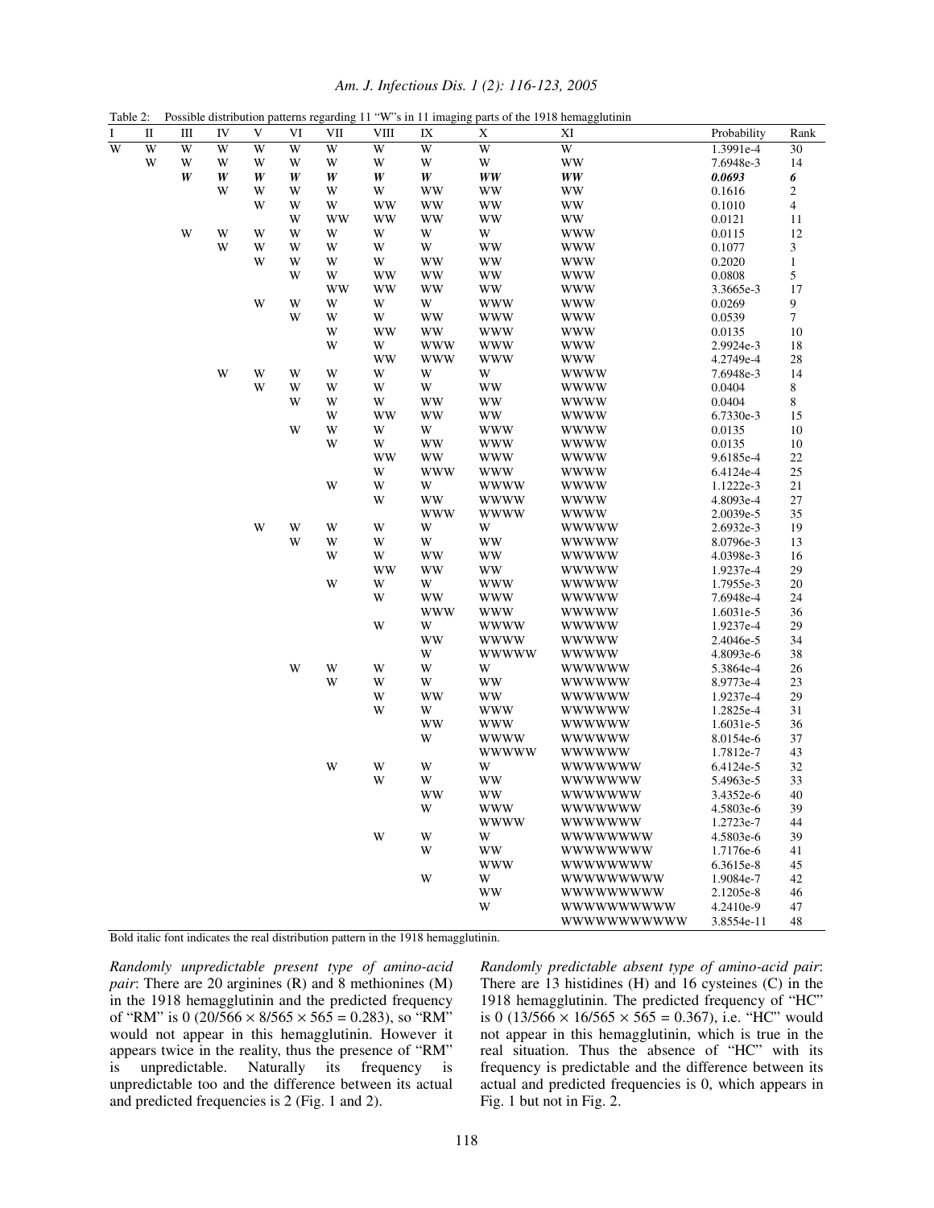Table 2: Possible distribution patterns regarding 11 "W"'s in 11 imaging parts of the 1918 hemagglutinin

| I | II | III | IV | V | VI | VII | VIII | IX | X | XI | Probability | Rank |
|---|---|---|---|---|---|---|---|---|---|---|---|---|
| W | W | W | W | W | W | W | W | W | W | W | 1.3991e-4 | 30 |
| | W | W | W | W | W | W | W | W | W | WW | 7.6948e-3 | 14 |
| | | ***W*** | ***W*** | ***W*** | ***W*** | ***W*** | ***W*** | ***W*** | ***WW*** | ***WW*** | ***0.0693*** | ***6*** |
| | | | W | W | W | W | W | WW | WW | WW | 0.1616 | 2 |
| | | | | W | W | W | WW | WW | WW | WW | 0.1010 | 4 |
| | | | | | W | WW | WW | WW | WW | WW | 0.0121 | 11 |
| | | W | W | W | W | W | W | W | W | WWW | 0.0115 | 12 |
| | | | W | W | W | W | W | W | WW | WWW | 0.1077 | 3 |
| | | | | W | W | W | W | WW | WW | WWW | 0.2020 | 1 |
| | | | | | W | W | WW | WW | WW | WWW | 0.0808 | 5 |
| | | | | | | WW | WW | WW | WW | WWW | 3.3665e-3 | 17 |
| | | | | W | W | W | W | W | WWW | WWW | 0.0269 | 9 |
| | | | | | W | W | W | WW | WWW | WWW | 0.0539 | 7 |
| | | | | | | W | WW | WW | WWW | WWW | 0.0135 | 10 |
| | | | | | | W | W | WWW | WWW | WWW | 2.9924e-3 | 18 |
| | | | | | | | WW | WWW | WWW | WWW | 4.2749e-4 | 28 |
| | | | W | W | W | W | W | W | W | WWWW | 7.6948e-3 | 14 |
| | | | | W | W | W | W | W | WW | WWWW | 0.0404 | 8 |
| | | | | | W | W | W | WW | WW | WWWW | 0.0404 | 8 |
| | | | | | | W | WW | WW | WW | WWWW | 6.7330e-3 | 15 |
| | | | | | W | W | W | W | WWW | WWWW | 0.0135 | 10 |
| | | | | | | W | W | WW | WWW | WWWW | 0.0135 | 10 |
| | | | | | | | WW | WW | WWW | WWWW | 9.6185e-4 | 22 |
| | | | | | | | W | WWW | WWW | WWWW | 6.4124e-4 | 25 |
| | | | | | | W | W | W | WWWW | WWWW | 1.1222e-3 | 21 |
| | | | | | | | W | WW | WWWW | WWWW | 4.8093e-4 | 27 |
| | | | | | | | | WWW | WWWW | WWWW | 2.0039e-5 | 35 |
| | | | | W | W | W | W | W | W | WWWWW | 2.6932e-3 | 19 |
| | | | | | W | W | W | W | WW | WWWWW | 8.0796e-3 | 13 |
| | | | | | | W | W | WW | WW | WWWWW | 4.0398e-3 | 16 |
| | | | | | | | WW | WW | WW | WWWWW | 1.9237e-4 | 29 |
| | | | | | | W | W | W | WWW | WWWWW | 1.7955e-3 | 20 |
| | | | | | | | W | WW | WWW | WWWWW | 7.6948e-4 | 24 |
| | | | | | | | | WWW | WWW | WWWWW | 1.6031e-5 | 36 |
| | | | | | | | W | W | WWWW | WWWWW | 1.9237e-4 | 29 |
| | | | | | | | | WW | WWWW | WWWWW | 2.4046e-5 | 34 |
| | | | | | | | | W | WWWWW | WWWWW | 4.8093e-6 | 38 |
| | | | | | W | W | W | W | W | WWWWWW | 5.3864e-4 | 26 |
| | | | | | | W | W | W | WW | WWWWWW | 8.9773e-4 | 23 |
| | | | | | | | W | WW | WW | WWWWWW | 1.9237e-4 | 29 |
| | | | | | | | W | W | WWW | WWWWWW | 1.2825e-4 | 31 |
| | | | | | | | | WW | WWW | WWWWWW | 1.6031e-5 | 36 |
| | | | | | | | | W | WWWW | WWWWWW | 8.0154e-6 | 37 |
| | | | | | | | | | WWWWW | WWWWWW | 1.7812e-7 | 43 |
| | | | | | | W | W | W | W | WWWWWWW | 6.4124e-5 | 32 |
| | | | | | | | W | W | WW | WWWWWWW | 5.4963e-5 | 33 |
| | | | | | | | | WW | WW | WWWWWWW | 3.4352e-6 | 40 |
| | | | | | | | | W | WWW | WWWWWWW | 4.5803e-6 | 39 |
| | | | | | | | | | WWWW | WWWWWWW | 1.2723e-7 | 44 |
| | | | | | | | W | W | W | WWWWWWWW | 4.5803e-6 | 39 |
| | | | | | | | | W | WW | WWWWWWWW | 1.7176e-6 | 41 |
| | | | | | | | | | WWW | WWWWWWWW | 6.3615e-8 | 45 |
| | | | | | | | | W | W | WWWWWWWWW | 1.9084e-7 | 42 |
| | | | | | | | | | WW | WWWWWWWWW | 2.1205e-8 | 46 |
| | | | | | | | | | W | WWWWWWWWWW | 4.2410e-9 | 47 |
| | | | | | | | | | | WWWWWWWWWWW | 3.8554e-11 | 48 |

Bold italic font indicates the real distribution pattern in the 1918 hemagglutinin.

*Randomly unpredictable present type of amino-acid pair*: There are 20 arginines (R) and 8 methionines (M) in the 1918 hemagglutinin and the predicted frequency of "RM" is 0 ($20/566 \times 8/565 \times 565 = 0.283$), so "RM" would not appear in this hemagglutinin. However it appears twice in the reality, thus the presence of "RM" is unpredictable. Naturally its frequency is unpredictable too and the difference between its actual and predicted frequencies is 2 (Fig. 1 and 2).

*Randomly predictable absent type of amino-acid pair*: There are 13 histidines (H) and 16 cysteines (C) in the 1918 hemagglutinin. The predicted frequency of "HC" is 0 ($13/566 \times 16/565 \times 565 = 0.367$), i.e. "HC" would not appear in this hemagglutinin, which is true in the real situation. Thus the absence of "HC" with its frequency is predictable and the difference between its actual and predicted frequencies is 0, which appears in Fig. 1 but not in Fig. 2.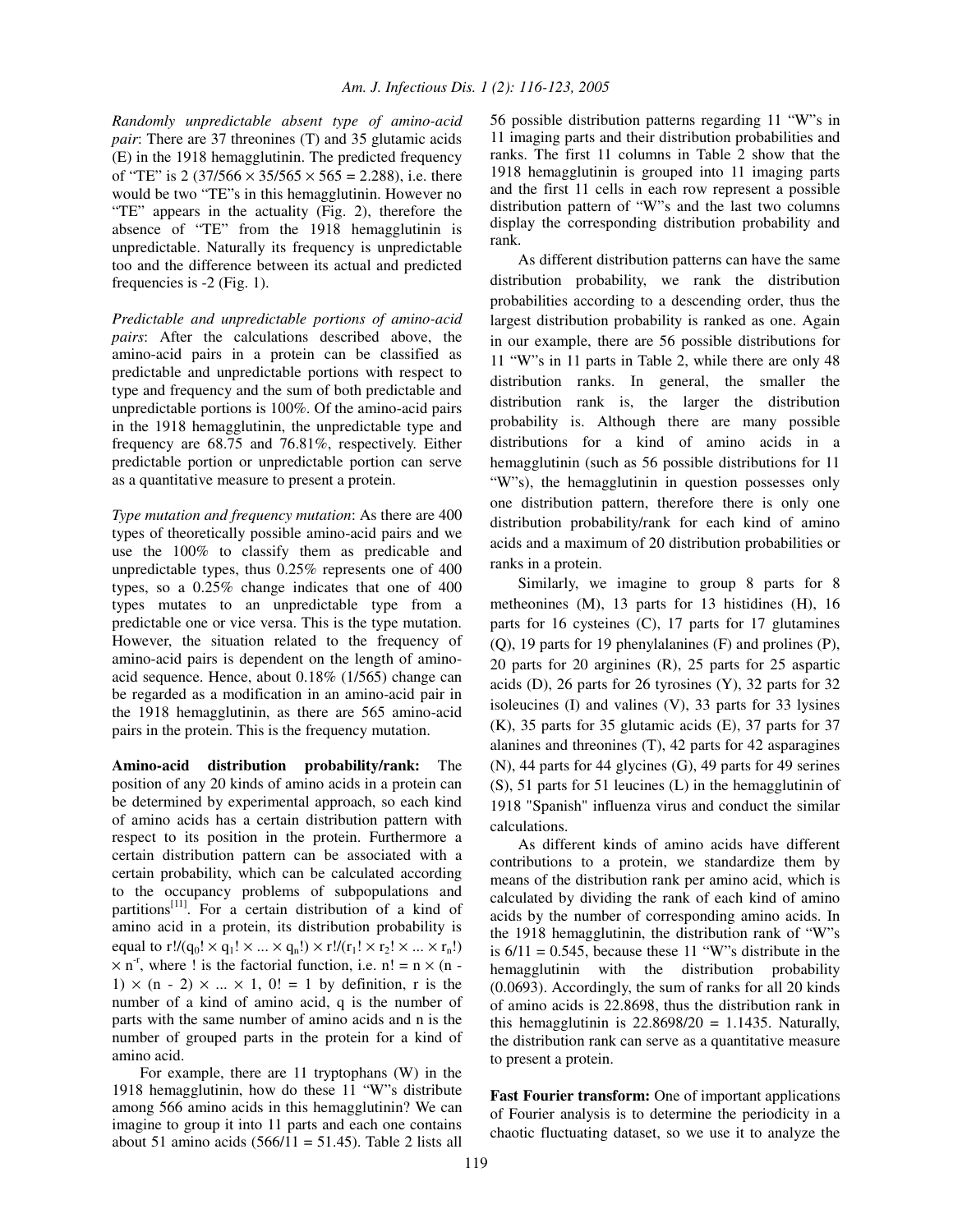*Randomly unpredictable absent type of amino-acid pair*: There are 37 threonines (T) and 35 glutamic acids (E) in the 1918 hemagglutinin. The predicted frequency of "TE" is 2 ($37/566 \times 35/565 \times 565 = 2.288$), i.e. there would be two "TE"s in this hemagglutinin. However no "TE" appears in the actuality (Fig. 2), therefore the absence of "TE" from the 1918 hemagglutinin is unpredictable. Naturally its frequency is unpredictable too and the difference between its actual and predicted frequencies is -2 (Fig. 1).

*Predictable and unpredictable portions of amino-acid pairs*: After the calculations described above, the amino-acid pairs in a protein can be classified as predictable and unpredictable portions with respect to type and frequency and the sum of both predictable and unpredictable portions is 100%. Of the amino-acid pairs in the 1918 hemagglutinin, the unpredictable type and frequency are 68.75 and 76.81%, respectively. Either predictable portion or unpredictable portion can serve as a quantitative measure to present a protein.

*Type mutation and frequency mutation*: As there are 400 types of theoretically possible amino-acid pairs and we use the 100% to classify them as predicable and unpredictable types, thus 0.25% represents one of 400 types, so a 0.25% change indicates that one of 400 types mutates to an unpredictable type from a predictable one or vice versa. This is the type mutation. However, the situation related to the frequency of amino-acid pairs is dependent on the length of amino-acid sequence. Hence, about 0.18% (1/565) change can be regarded as a modification in an amino-acid pair in the 1918 hemagglutinin, as there are 565 amino-acid pairs in the protein. This is the frequency mutation.

**Amino-acid distribution probability/rank:** The position of any 20 kinds of amino acids in a protein can be determined by experimental approach, so each kind of amino acids has a certain distribution pattern with respect to its position in the protein. Furthermore a certain distribution pattern can be associated with a certain probability, which can be calculated according to the occupancy problems of subpopulations and partitions[11]. For a certain distribution of a kind of amino acid in a protein, its distribution probability is equal to $r!/(q_0! \times q_1! \times ... \times q_n!) \times r!/(r_1! \times r_2! \times ... \times r_n!) \times n^{-r}$, where ! is the factorial function, i.e. $n! = n \times (n - 1) \times (n - 2) \times ... \times 1$, $0! = 1$ by definition, r is the number of a kind of amino acid, q is the number of parts with the same number of amino acids and n is the number of grouped parts in the protein for a kind of amino acid.

For example, there are 11 tryptophans (W) in the 1918 hemagglutinin, how do these 11 "W"s distribute among 566 amino acids in this hemagglutinin? We can imagine to group it into 11 parts and each one contains about 51 amino acids ($566/11 = 51.45$). Table 2 lists all 56 possible distribution patterns regarding 11 "W"s in 11 imaging parts and their distribution probabilities and ranks. The first 11 columns in Table 2 show that the 1918 hemagglutinin is grouped into 11 imaging parts and the first 11 cells in each row represent a possible distribution pattern of "W"s and the last two columns display the corresponding distribution probability and rank.

As different distribution patterns can have the same distribution probability, we rank the distribution probabilities according to a descending order, thus the largest distribution probability is ranked as one. Again in our example, there are 56 possible distributions for 11 "W"s in 11 parts in Table 2, while there are only 48 distribution ranks. In general, the smaller the distribution rank is, the larger the distribution probability is. Although there are many possible distributions for a kind of amino acids in a hemagglutinin (such as 56 possible distributions for 11 "W"s), the hemagglutinin in question possesses only one distribution pattern, therefore there is only one distribution probability/rank for each kind of amino acids and a maximum of 20 distribution probabilities or ranks in a protein.

Similarly, we imagine to group 8 parts for 8 metheonines (M), 13 parts for 13 histidines (H), 16 parts for 16 cysteines (C), 17 parts for 17 glutamines (Q), 19 parts for 19 phenylalanines (F) and prolines (P), 20 parts for 20 arginines (R), 25 parts for 25 aspartic acids (D), 26 parts for 26 tyrosines (Y), 32 parts for 32 isoleucines (I) and valines (V), 33 parts for 33 lysines (K), 35 parts for 35 glutamic acids (E), 37 parts for 37 alanines and threonines (T), 42 parts for 42 asparagines (N), 44 parts for 44 glycines (G), 49 parts for 49 serines (S), 51 parts for 51 leucines (L) in the hemagglutinin of 1918 "Spanish" influenza virus and conduct the similar calculations.

As different kinds of amino acids have different contributions to a protein, we standardize them by means of the distribution rank per amino acid, which is calculated by dividing the rank of each kind of amino acids by the number of corresponding amino acids. In the 1918 hemagglutinin, the distribution rank of "W"s is $6/11 = 0.545$, because these 11 "W"s distribute in the hemagglutinin with the distribution probability (0.0693). Accordingly, the sum of ranks for all 20 kinds of amino acids is 22.8698, thus the distribution rank in this hemagglutinin is $22.8698/20 = 1.1435$. Naturally, the distribution rank can serve as a quantitative measure to present a protein.

**Fast Fourier transform:** One of important applications of Fourier analysis is to determine the periodicity in a chaotic fluctuating dataset, so we use it to analyze the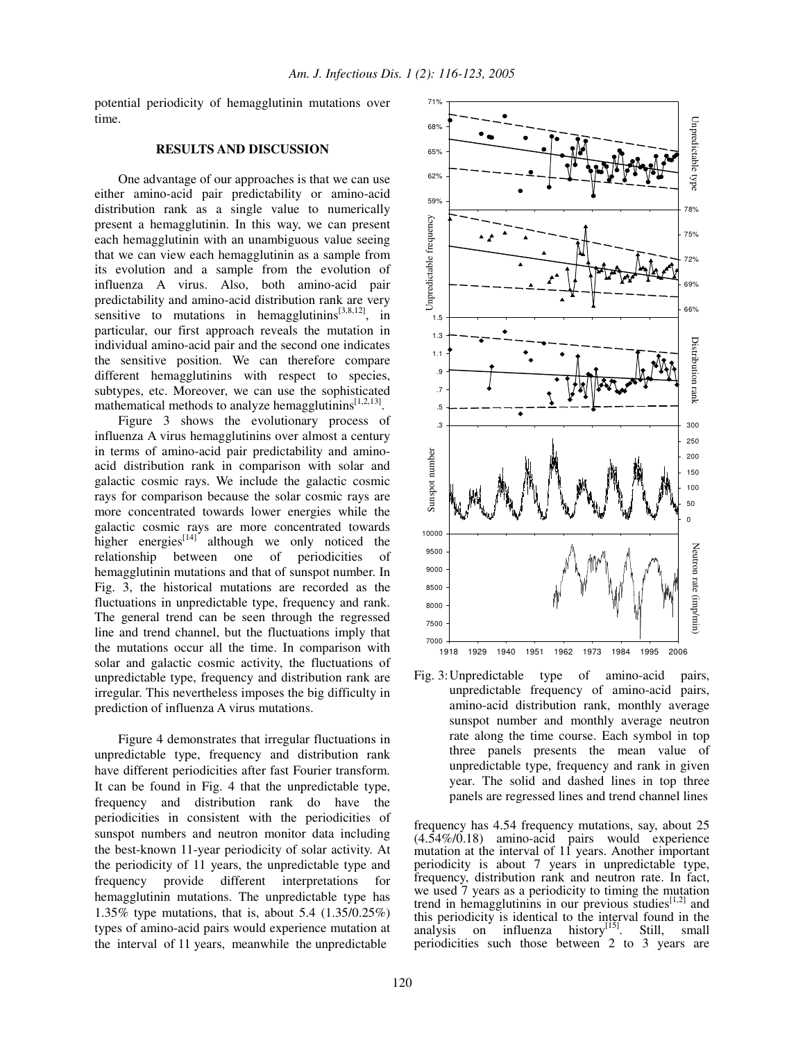potential periodicity of hemagglutinin mutations over time.

## RESULTS AND DISCUSSION

One advantage of our approaches is that we can use either amino-acid pair predictability or amino-acid distribution rank as a single value to numerically present a hemagglutinin. In this way, we can present each hemagglutinin with an unambiguous value seeing that we can view each hemagglutinin as a sample from its evolution and a sample from the evolution of influenza A virus. Also, both amino-acid pair predictability and amino-acid distribution rank are very sensitive to mutations in hemagglutinins[3,8,12], in particular, our first approach reveals the mutation in individual amino-acid pair and the second one indicates the sensitive position. We can therefore compare different hemagglutinins with respect to species, subtypes, etc. Moreover, we can use the sophisticated mathematical methods to analyze hemagglutinins[1,2,13].

Figure 3 shows the evolutionary process of influenza A virus hemagglutinins over almost a century in terms of amino-acid pair predictability and amino-acid distribution rank in comparison with solar and galactic cosmic rays. We include the galactic cosmic rays for comparison because the solar cosmic rays are more concentrated towards lower energies while the galactic cosmic rays are more concentrated towards higher energies[14] although we only noticed the relationship between one of periodicities of hemagglutinin mutations and that of sunspot number. In Fig. 3, the historical mutations are recorded as the fluctuations in unpredictable type, frequency and rank. The general trend can be seen through the regressed line and trend channel, but the fluctuations imply that the mutations occur all the time. In comparison with solar and galactic cosmic activity, the fluctuations of unpredictable type, frequency and distribution rank are irregular. This nevertheless imposes the big difficulty in prediction of influenza A virus mutations.

Figure 4 demonstrates that irregular fluctuations in unpredictable type, frequency and distribution rank have different periodicities after fast Fourier transform. It can be found in Fig. 4 that the unpredictable type, frequency and distribution rank do have the periodicities in consistent with the periodicities of sunspot numbers and neutron monitor data including the best-known 11-year periodicity of solar activity. At the periodicity of 11 years, the unpredictable type and frequency provide different interpretations for hemagglutinin mutations. The unpredictable type has 1.35% type mutations, that is, about 5.4 (1.35/0.25%) types of amino-acid pairs would experience mutation at the interval of 11 years, meanwhile the unpredictable frequency has 4.54 frequency mutations, say, about 25 (4.54%/0.18) amino-acid pairs would experience mutation at the interval of 11 years. Another important periodicity is about 7 years in unpredictable type, frequency, distribution rank and neutron rate. In fact, we used 7 years as a periodicity to timing the mutation trend in hemagglutinins in our previous studies[1,2] and this periodicity is identical to the interval found in the analysis on influenza history[15]. Still, small periodicities such those between 2 to 3 years are

Fig. 3: Unpredictable type of amino-acid pairs, unpredictable frequency of amino-acid pairs, amino-acid distribution rank, monthly average sunspot number and monthly average neutron rate along the time course. Each symbol in top three panels presents the mean value of unpredictable type, frequency and rank in given year. The solid and dashed lines in top three panels are regressed lines and trend channel lines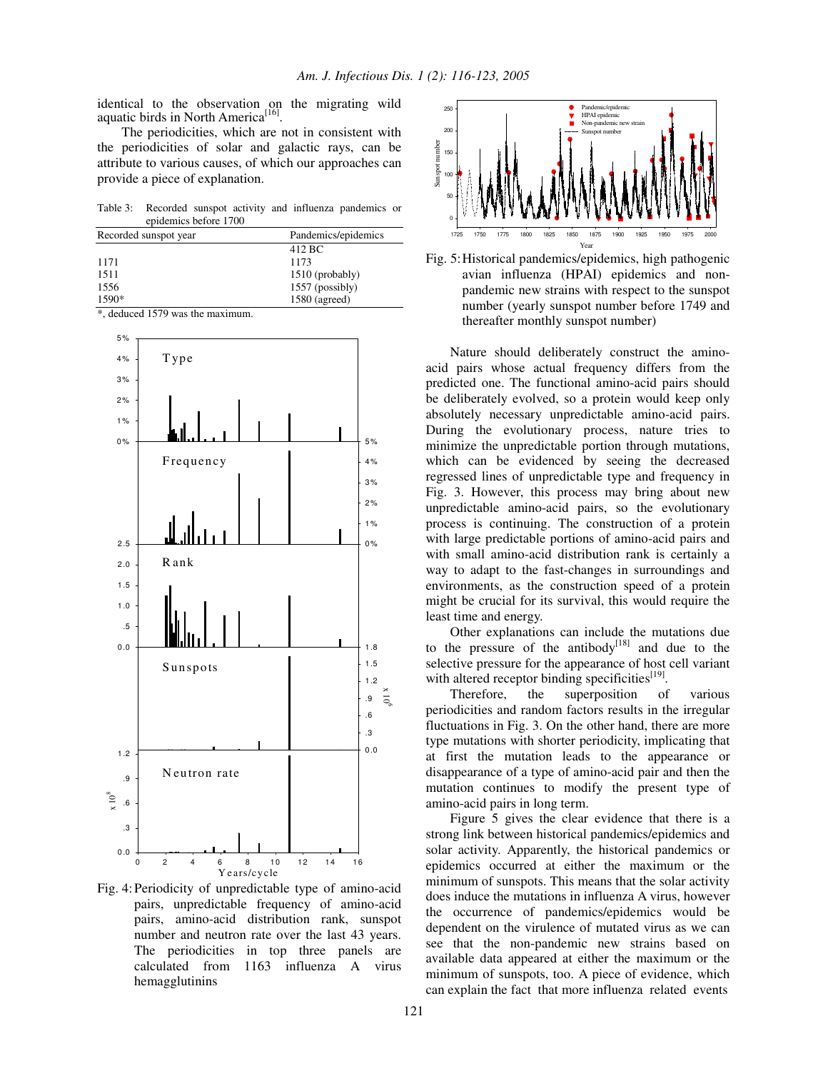identical to the observation on the migrating wild aquatic birds in North America[16].

The periodicities, which are not in consistent with the periodicities of solar and galactic rays, can be attribute to various causes, of which our approaches can provide a piece of explanation.

Table 3: Recorded sunspot activity and influenza pandemics or epidemics before 1700

| Recorded sunspot year | Pandemics/epidemics |
|---|---|
| | 412 BC |
| 1171 | 1173 |
| 1511 | 1510 (probably) |
| 1556 | 1557 (possibly) |
| 1590* | 1580 (agreed) |

*, deduced 1579 was the maximum.

Fig. 4: Periodicity of unpredictable type of amino-acid pairs, unpredictable frequency of amino-acid pairs, amino-acid distribution rank, sunspot number and neutron rate over the last 43 years. The periodicities in top three panels are calculated from 1163 influenza A virus hemagglutinins

Fig. 5: Historical pandemics/epidemics, high pathogenic avian influenza (HPAI) epidemics and non-pandemic new strains with respect to the sunspot number (yearly sunspot number before 1749 and thereafter monthly sunspot number)

Nature should deliberately construct the amino-acid pairs whose actual frequency differs from the predicted one. The functional amino-acid pairs should be deliberately evolved, so a protein would keep only absolutely necessary unpredictable amino-acid pairs. During the evolutionary process, nature tries to minimize the unpredictable portion through mutations, which can be evidenced by seeing the decreased regressed lines of unpredictable type and frequency in Fig. 3. However, this process may bring about new unpredictable amino-acid pairs, so the evolutionary process is continuing. The construction of a protein with large predictable portions of amino-acid pairs and with small amino-acid distribution rank is certainly a way to adapt to the fast-changes in surroundings and environments, as the construction speed of a protein might be crucial for its survival, this would require the least time and energy.

Other explanations can include the mutations due to the pressure of the antibody[18] and due to the selective pressure for the appearance of host cell variant with altered receptor binding specificities[19].

Therefore, the superposition of various periodicities and random factors results in the irregular fluctuations in Fig. 3. On the other hand, there are more type mutations with shorter periodicity, implicating that at first the mutation leads to the appearance or disappearance of a type of amino-acid pair and then the mutation continues to modify the present type of amino-acid pairs in long term.

Figure 5 gives the clear evidence that there is a strong link between historical pandemics/epidemics and solar activity. Apparently, the historical pandemics or epidemics occurred at either the maximum or the minimum of sunspots. This means that the solar activity does induce the mutations in influenza A virus, however the occurrence of pandemics/epidemics would be dependent on the virulence of mutated virus as we can see that the non-pandemic new strains based on available data appeared at either the maximum or the minimum of sunspots, too. A piece of evidence, which can explain the fact that more influenza related events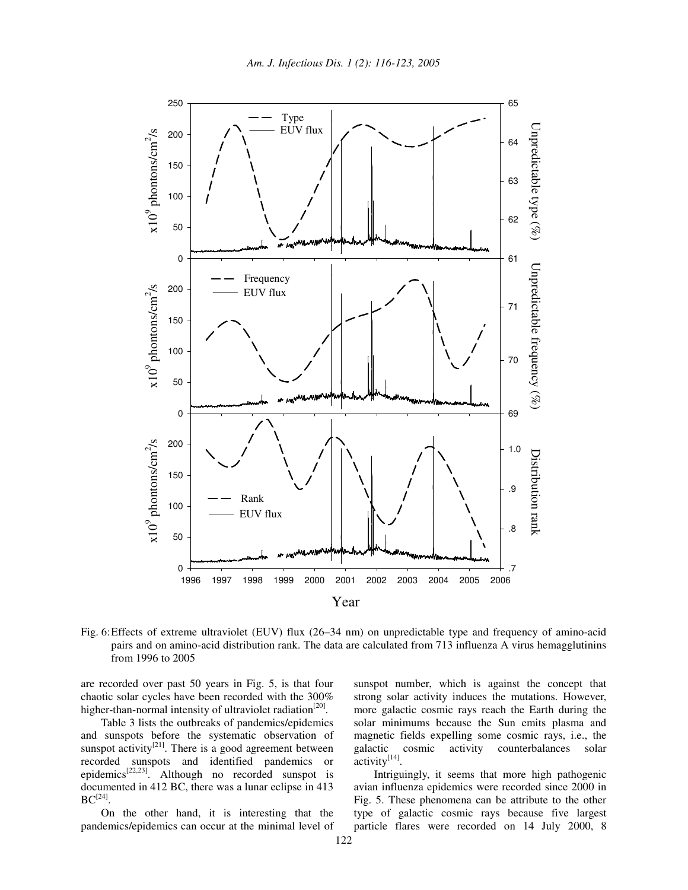Fig. 6: Effects of extreme ultraviolet (EUV) flux (26–34 nm) on unpredictable type and frequency of amino-acid pairs and on amino-acid distribution rank. The data are calculated from 713 influenza A virus hemagglutinins from 1996 to 2005

are recorded over past 50 years in Fig. 5, is that four chaotic solar cycles have been recorded with the 300% higher-than-normal intensity of ultraviolet radiation[20].

Table 3 lists the outbreaks of pandemics/epidemics and sunspots before the systematic observation of sunspot activity[21]. There is a good agreement between recorded sunspots and identified pandemics or epidemics[22,23]. Although no recorded sunspot is documented in 412 BC, there was a lunar eclipse in 413 BC[24].

On the other hand, it is interesting that the pandemics/epidemics can occur at the minimal level of sunspot number, which is against the concept that strong solar activity induces the mutations. However, more galactic cosmic rays reach the Earth during the solar minimums because the Sun emits plasma and magnetic fields expelling some cosmic rays, i.e., the galactic cosmic activity counterbalances solar activity[14].

Intriguingly, it seems that more high pathogenic avian influenza epidemics were recorded since 2000 in Fig. 5. These phenomena can be attribute to the other type of galactic cosmic rays because five largest particle flares were recorded on 14 July 2000, 8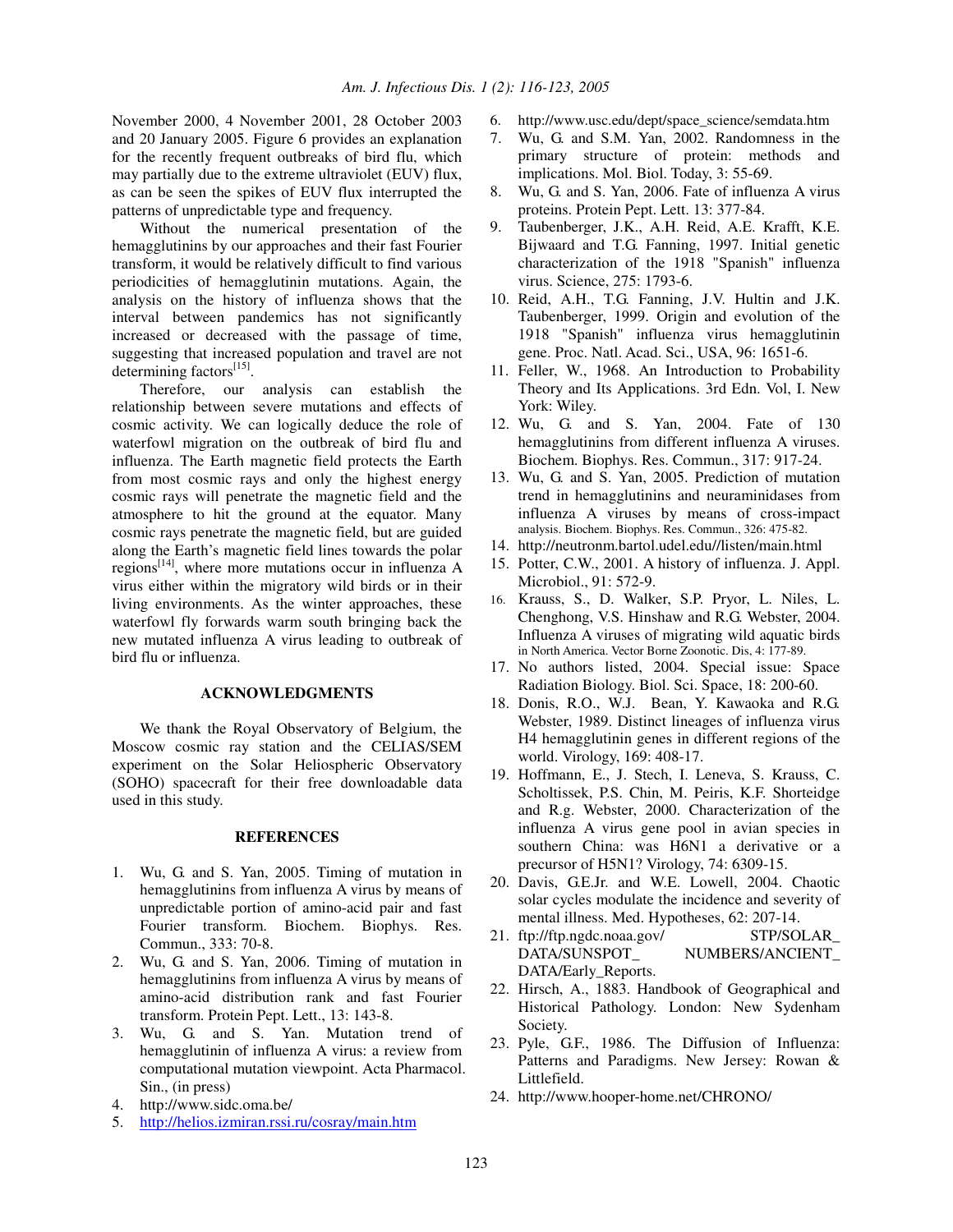November 2000, 4 November 2001, 28 October 2003 and 20 January 2005. Figure 6 provides an explanation for the recently frequent outbreaks of bird flu, which may partially due to the extreme ultraviolet (EUV) flux, as can be seen the spikes of EUV flux interrupted the patterns of unpredictable type and frequency.

Without the numerical presentation of the hemagglutinins by our approaches and their fast Fourier transform, it would be relatively difficult to find various periodicities of hemagglutinin mutations. Again, the analysis on the history of influenza shows that the interval between pandemics has not significantly increased or decreased with the passage of time, suggesting that increased population and travel are not determining factors[15].

Therefore, our analysis can establish the relationship between severe mutations and effects of cosmic activity. We can logically deduce the role of waterfowl migration on the outbreak of bird flu and influenza. The Earth magnetic field protects the Earth from most cosmic rays and only the highest energy cosmic rays will penetrate the magnetic field and the atmosphere to hit the ground at the equator. Many cosmic rays penetrate the magnetic field, but are guided along the Earth's magnetic field lines towards the polar regions[14], where more mutations occur in influenza A virus either within the migratory wild birds or in their living environments. As the winter approaches, these waterfowl fly forwards warm south bringing back the new mutated influenza A virus leading to outbreak of bird flu or influenza.

## ACKNOWLEDGMENTS

We thank the Royal Observatory of Belgium, the Moscow cosmic ray station and the CELIAS/SEM experiment on the Solar Heliospheric Observatory (SOHO) spacecraft for their free downloadable data used in this study.

## REFERENCES

1. Wu, G. and S. Yan, 2005. Timing of mutation in hemagglutinins from influenza A virus by means of unpredictable portion of amino-acid pair and fast Fourier transform. Biochem. Biophys. Res. Commun., 333: 70-8.
2. Wu, G. and S. Yan, 2006. Timing of mutation in hemagglutinins from influenza A virus by means of amino-acid distribution rank and fast Fourier transform. Protein Pept. Lett., 13: 143-8.
3. Wu, G. and S. Yan. Mutation trend of hemagglutinin of influenza A virus: a review from computational mutation viewpoint. Acta Pharmacol. Sin., (in press)
4. http://www.sidc.oma.be/
5. http://helios.izmiran.rssi.ru/cosray/main.htm
6. http://www.usc.edu/dept/space_science/semdata.htm
7. Wu, G. and S.M. Yan, 2002. Randomness in the primary structure of protein: methods and implications. Mol. Biol. Today, 3: 55-69.
8. Wu, G. and S. Yan, 2006. Fate of influenza A virus proteins. Protein Pept. Lett. 13: 377-84.
9. Taubenberger, J.K., A.H. Reid, A.E. Krafft, K.E. Bijwaard and T.G. Fanning, 1997. Initial genetic characterization of the 1918 "Spanish" influenza virus. Science, 275: 1793-6.
10. Reid, A.H., T.G. Fanning, J.V. Hultin and J.K. Taubenberger, 1999. Origin and evolution of the 1918 "Spanish" influenza virus hemagglutinin gene. Proc. Natl. Acad. Sci., USA, 96: 1651-6.
11. Feller, W., 1968. An Introduction to Probability Theory and Its Applications. 3rd Edn. Vol, I. New York: Wiley.
12. Wu, G. and S. Yan, 2004. Fate of 130 hemagglutinins from different influenza A viruses. Biochem. Biophys. Res. Commun., 317: 917-24.
13. Wu, G. and S. Yan, 2005. Prediction of mutation trend in hemagglutinins and neuraminidases from influenza A viruses by means of cross-impact analysis. Biochem. Biophys. Res. Commun., 326: 475-82.
14. http://neutronm.bartol.udel.edu//listen/main.html
15. Potter, C.W., 2001. A history of influenza. J. Appl. Microbiol., 91: 572-9.
16. Krauss, S., D. Walker, S.P. Pryor, L. Niles, L. Chenghong, V.S. Hinshaw and R.G. Webster, 2004. Influenza A viruses of migrating wild aquatic birds in North America. Vector Borne Zoonotic. Dis, 4: 177-89.
17. No authors listed, 2004. Special issue: Space Radiation Biology. Biol. Sci. Space, 18: 200-60.
18. Donis, R.O., W.J. Bean, Y. Kawaoka and R.G. Webster, 1989. Distinct lineages of influenza virus H4 hemagglutinin genes in different regions of the world. Virology, 169: 408-17.
19. Hoffmann, E., J. Stech, I. Leneva, S. Krauss, C. Scholtissek, P.S. Chin, M. Peiris, K.F. Shorteidge and R.g. Webster, 2000. Characterization of the influenza A virus gene pool in avian species in southern China: was H6N1 a derivative or a precursor of H5N1? Virology, 74: 6309-15.
20. Davis, G.E.Jr. and W.E. Lowell, 2004. Chaotic solar cycles modulate the incidence and severity of mental illness. Med. Hypotheses, 62: 207-14.
21. ftp://ftp.ngdc.noaa.gov/ STP/SOLAR_ DATA/SUNSPOT_ NUMBERS/ANCIENT_ DATA/Early_Reports.
22. Hirsch, A., 1883. Handbook of Geographical and Historical Pathology. London: New Sydenham Society.
23. Pyle, G.F., 1986. The Diffusion of Influenza: Patterns and Paradigms. New Jersey: Rowan & Littlefield.
24. http://www.hooper-home.net/CHRONO/